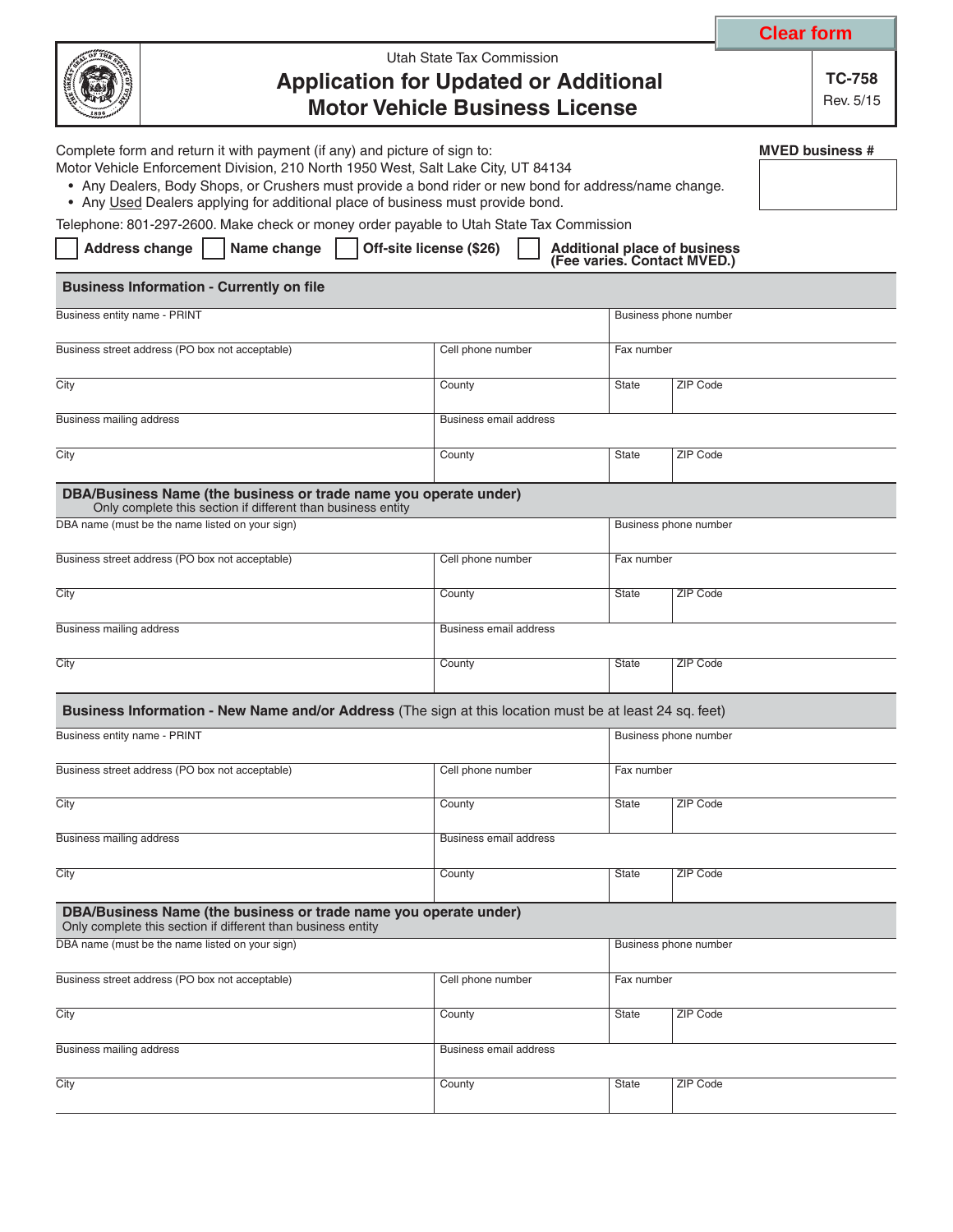Clear form

Utah State Tax Commission

# Application for Updated or Additional Motor Vehicle Business License

**TC-758**
Rev. 5/15

Complete form and return it with payment (if any) and picture of sign to:
Motor Vehicle Enforcement Division, 210 North 1950 West, Salt Lake City, UT 84134

- Any Dealers, Body Shops, or Crushers must provide a bond rider or new bond for address/name change.
- Any Used Dealers applying for additional place of business must provide bond.

Telephone: 801-297-2600. Make check or money order payable to Utah State Tax Commission

**MVED business #**

☐ **Address change** ☐ **Name change** ☐ **Off-site license ($26)** ☐ **Additional place of business (Fee varies. Contact MVED.)**

## Business Information - Currently on file

| Business entity name - PRINT | | Business phone number | |
|---|---|---|---|
| Business street address (PO box not acceptable) | Cell phone number | Fax number | |
| City | County | State | ZIP Code |
| Business mailing address | Business email address | | |
| City | County | State | ZIP Code |

## DBA/Business Name (the business or trade name you operate under)

Only complete this section if different than business entity

| DBA name (must be the name listed on your sign) | | Business phone number | |
|---|---|---|---|
| Business street address (PO box not acceptable) | Cell phone number | Fax number | |
| City | County | State | ZIP Code |
| Business mailing address | Business email address | | |
| City | County | State | ZIP Code |

## Business Information - New Name and/or Address (The sign at this location must be at least 24 sq. feet)

| Business entity name - PRINT | | Business phone number | |
|---|---|---|---|
| Business street address (PO box not acceptable) | Cell phone number | Fax number | |
| City | County | State | ZIP Code |
| Business mailing address | Business email address | | |
| City | County | State | ZIP Code |

## DBA/Business Name (the business or trade name you operate under)

Only complete this section if different than business entity

| DBA name (must be the name listed on your sign) | | Business phone number | |
|---|---|---|---|
| Business street address (PO box not acceptable) | Cell phone number | Fax number | |
| City | County | State | ZIP Code |
| Business mailing address | Business email address | | |
| City | County | State | ZIP Code |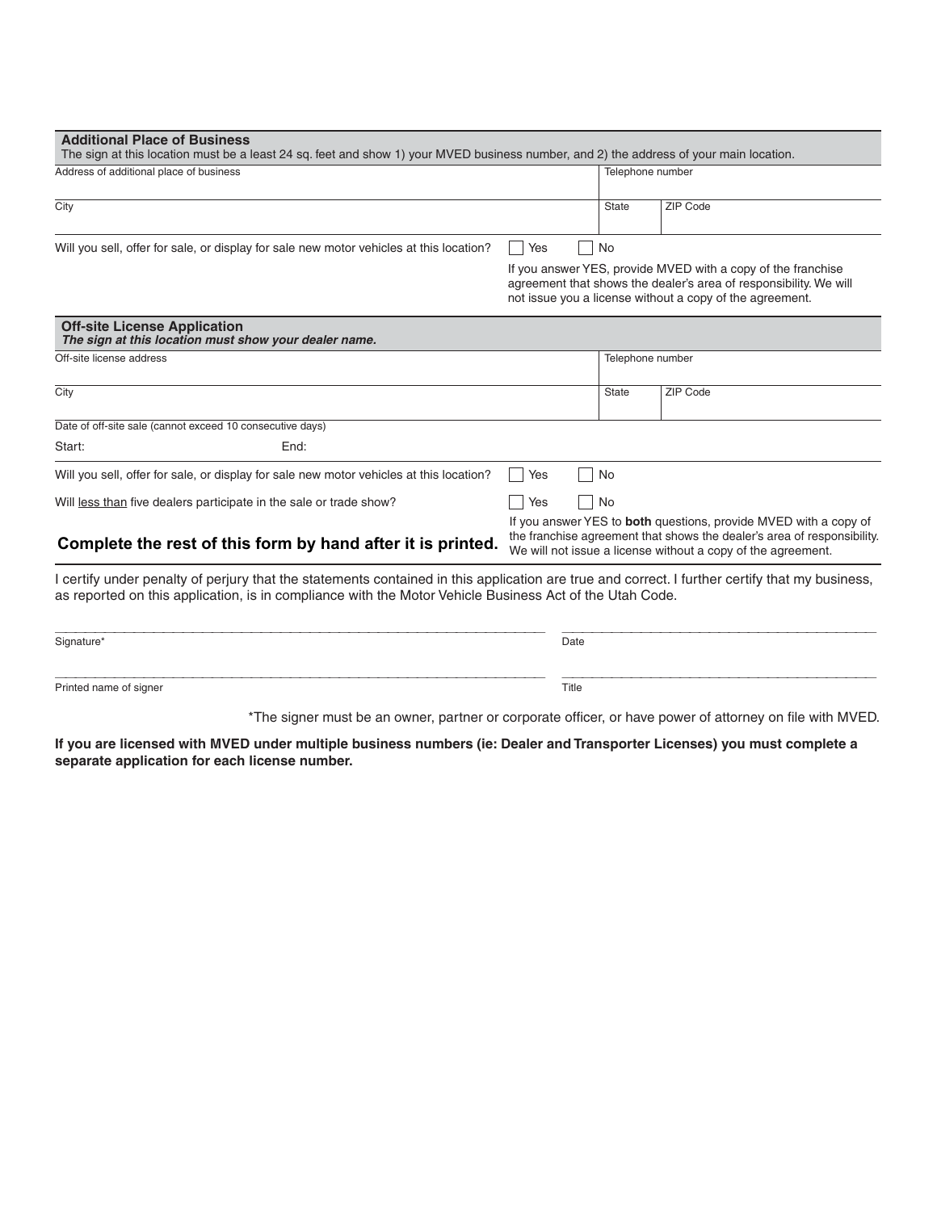## Additional Place of Business

The sign at this location must be a least 24 sq. feet and show 1) your MVED business number, and 2) the address of your main location.

| Address of additional place of business | | Telephone number |
|---|---|---|
| City | State | ZIP Code |

Will you sell, offer for sale, or display for sale new motor vehicles at this location? ☐ Yes ☐ No

If you answer YES, provide MVED with a copy of the franchise agreement that shows the dealer's area of responsibility. We will not issue you a license without a copy of the agreement.

## Off-site License Application

***The sign at this location must show your dealer name.***

| Off-site license address | | Telephone number |
|---|---|---|
| City | State | ZIP Code |

Date of off-site sale (cannot exceed 10 consecutive days)

Start: End:

Will you sell, offer for sale, or display for sale new motor vehicles at this location? ☐ Yes ☐ No

Will less than five dealers participate in the sale or trade show? ☐ Yes ☐ No

If you answer YES to **both** questions, provide MVED with a copy of the franchise agreement that shows the dealer's area of responsibility. We will not issue a license without a copy of the agreement.

**Complete the rest of this form by hand after it is printed.**

I certify under penalty of perjury that the statements contained in this application are true and correct. I further certify that my business, as reported on this application, is in compliance with the Motor Vehicle Business Act of the Utah Code.

_______________________________________ _______________________________________

Signature* Date

_______________________________________ _______________________________________

Printed name of signer Title

*The signer must be an owner, partner or corporate officer, or have power of attorney on file with MVED.

**If you are licensed with MVED under multiple business numbers (ie: Dealer and Transporter Licenses) you must complete a separate application for each license number.**